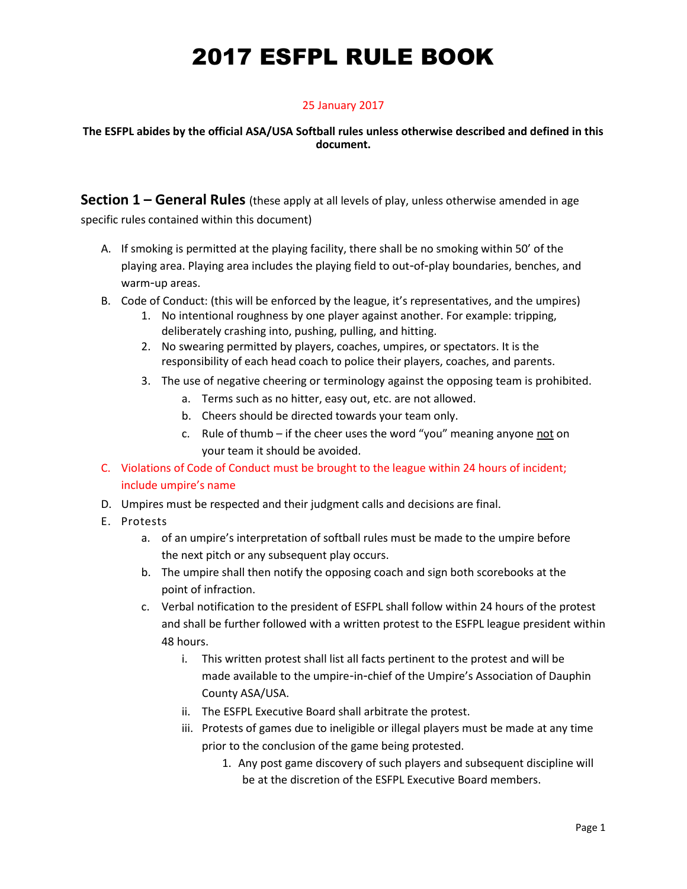# 2017 ESFPL RULE BOOK

25 January 2017

**The ESFPL abides by the official ASA/USA Softball rules unless otherwise described and defined in this document.**

## Section 1 – General Rules (these apply at all levels of play, unless otherwise amended in age specific rules contained within this document)

A. If smoking is permitted at the playing facility, there shall be no smoking within 50' of the playing area. Playing area includes the playing field to out-of-play boundaries, benches, and warm-up areas.

B. Code of Conduct: (this will be enforced by the league, it's representatives, and the umpires)
   1. No intentional roughness by one player against another. For example: tripping, deliberately crashing into, pushing, pulling, and hitting.
   2. No swearing permitted by players, coaches, umpires, or spectators. It is the responsibility of each head coach to police their players, coaches, and parents.
   3. The use of negative cheering or terminology against the opposing team is prohibited.
      a. Terms such as no hitter, easy out, etc. are not allowed.
      b. Cheers should be directed towards your team only.
      c. Rule of thumb – if the cheer uses the word "you" meaning anyone not on your team it should be avoided.

C. Violations of Code of Conduct must be brought to the league within 24 hours of incident; include umpire's name

D. Umpires must be respected and their judgment calls and decisions are final.

E. Protests
   a. of an umpire's interpretation of softball rules must be made to the umpire before the next pitch or any subsequent play occurs.
   b. The umpire shall then notify the opposing coach and sign both scorebooks at the point of infraction.
   c. Verbal notification to the president of ESFPL shall follow within 24 hours of the protest and shall be further followed with a written protest to the ESFPL league president within 48 hours.
      i. This written protest shall list all facts pertinent to the protest and will be made available to the umpire-in-chief of the Umpire's Association of Dauphin County ASA/USA.
      ii. The ESFPL Executive Board shall arbitrate the protest.
      iii. Protests of games due to ineligible or illegal players must be made at any time prior to the conclusion of the game being protested.
         1. Any post game discovery of such players and subsequent discipline will be at the discretion of the ESFPL Executive Board members.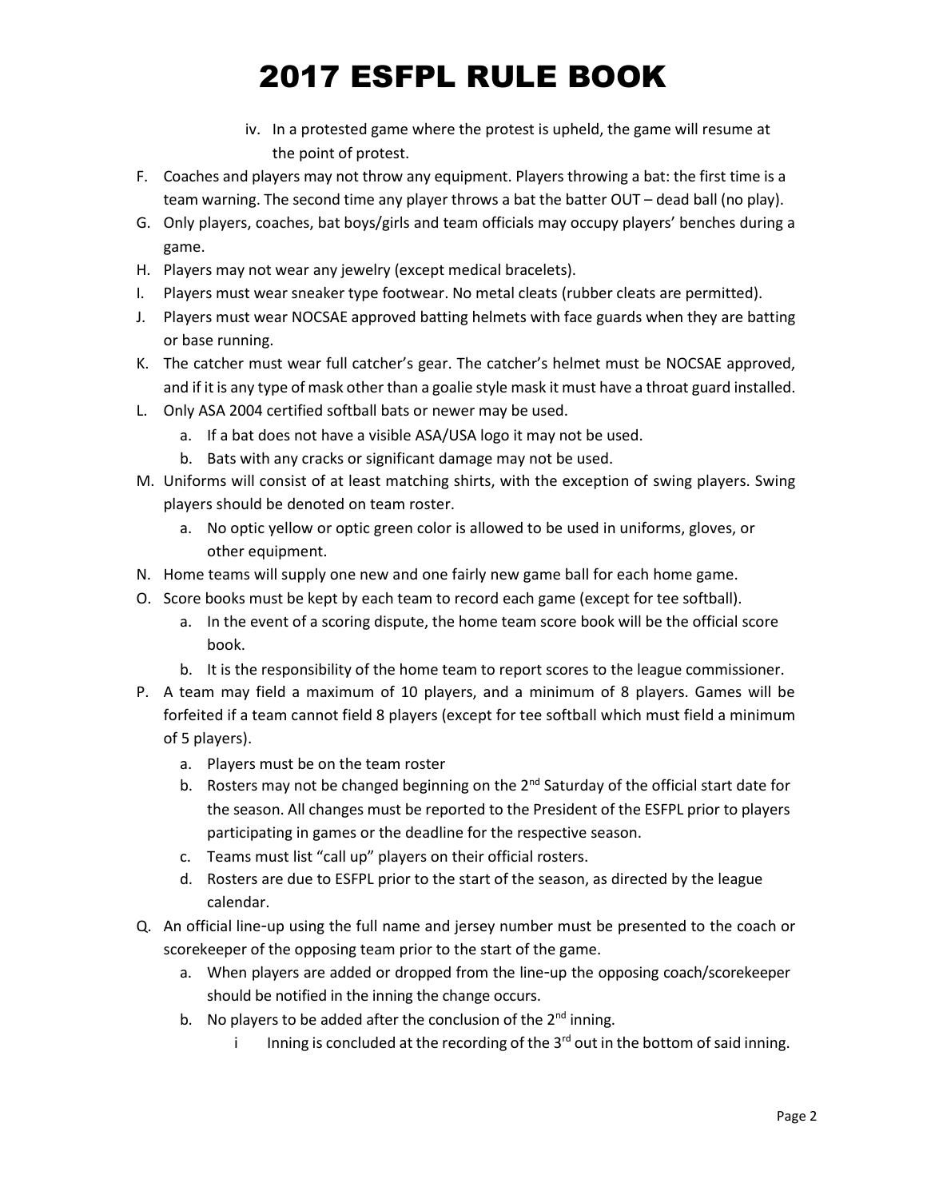iv. In a protested game where the protest is upheld, the game will resume at the point of protest.

F. Coaches and players may not throw any equipment. Players throwing a bat: the first time is a team warning. The second time any player throws a bat the batter OUT – dead ball (no play).

G. Only players, coaches, bat boys/girls and team officials may occupy players' benches during a game.

H. Players may not wear any jewelry (except medical bracelets).

I. Players must wear sneaker type footwear. No metal cleats (rubber cleats are permitted).

J. Players must wear NOCSAE approved batting helmets with face guards when they are batting or base running.

K. The catcher must wear full catcher's gear. The catcher's helmet must be NOCSAE approved, and if it is any type of mask other than a goalie style mask it must have a throat guard installed.

L. Only ASA 2004 certified softball bats or newer may be used.
   a. If a bat does not have a visible ASA/USA logo it may not be used.
   b. Bats with any cracks or significant damage may not be used.

M. Uniforms will consist of at least matching shirts, with the exception of swing players. Swing players should be denoted on team roster.
   a. No optic yellow or optic green color is allowed to be used in uniforms, gloves, or other equipment.

N. Home teams will supply one new and one fairly new game ball for each home game.

O. Score books must be kept by each team to record each game (except for tee softball).
   a. In the event of a scoring dispute, the home team score book will be the official score book.
   b. It is the responsibility of the home team to report scores to the league commissioner.

P. A team may field a maximum of 10 players, and a minimum of 8 players. Games will be forfeited if a team cannot field 8 players (except for tee softball which must field a minimum of 5 players).
   a. Players must be on the team roster
   b. Rosters may not be changed beginning on the 2nd Saturday of the official start date for the season. All changes must be reported to the President of the ESFPL prior to players participating in games or the deadline for the respective season.
   c. Teams must list "call up" players on their official rosters.
   d. Rosters are due to ESFPL prior to the start of the season, as directed by the league calendar.

Q. An official line-up using the full name and jersey number must be presented to the coach or scorekeeper of the opposing team prior to the start of the game.
   a. When players are added or dropped from the line-up the opposing coach/scorekeeper should be notified in the inning the change occurs.
   b. No players to be added after the conclusion of the 2nd inning.
      i Inning is concluded at the recording of the 3rd out in the bottom of said inning.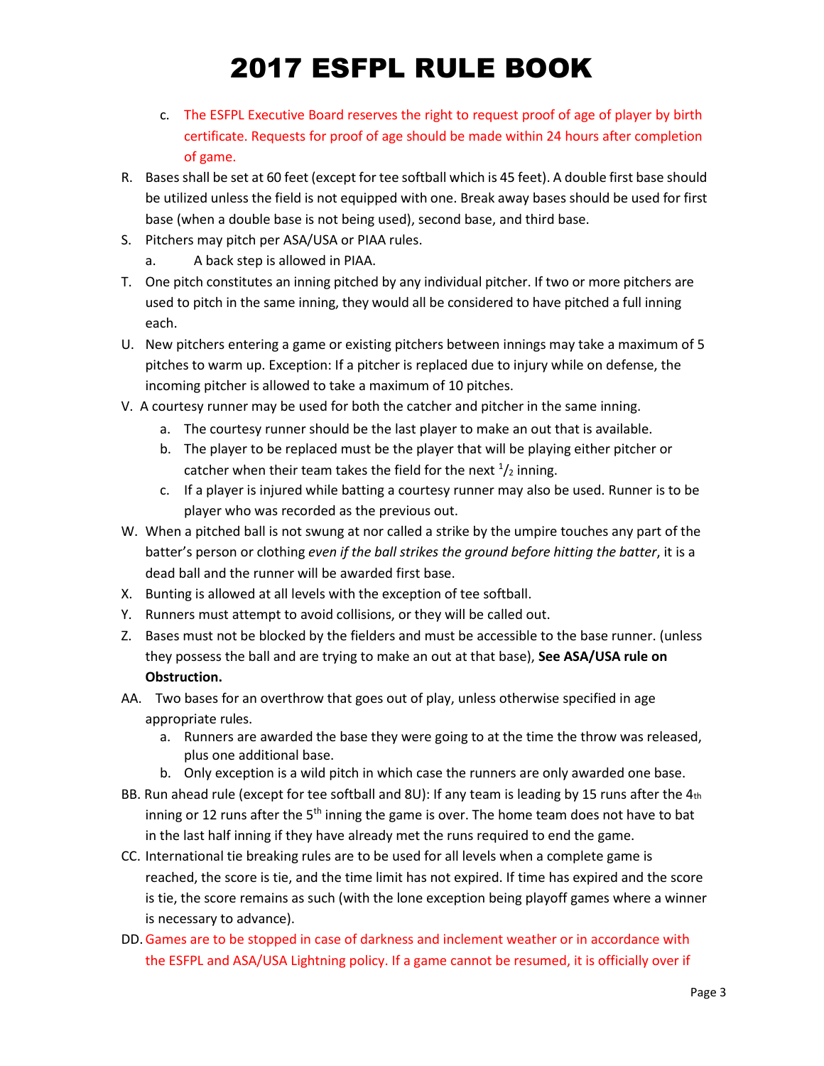c. The ESFPL Executive Board reserves the right to request proof of age of player by birth certificate. Requests for proof of age should be made within 24 hours after completion of game.

R. Bases shall be set at 60 feet (except for tee softball which is 45 feet). A double first base should be utilized unless the field is not equipped with one. Break away bases should be used for first base (when a double base is not being used), second base, and third base.

S. Pitchers may pitch per ASA/USA or PIAA rules.
   a. A back step is allowed in PIAA.

T. One pitch constitutes an inning pitched by any individual pitcher. If two or more pitchers are used to pitch in the same inning, they would all be considered to have pitched a full inning each.

U. New pitchers entering a game or existing pitchers between innings may take a maximum of 5 pitches to warm up. Exception: If a pitcher is replaced due to injury while on defense, the incoming pitcher is allowed to take a maximum of 10 pitches.

V. A courtesy runner may be used for both the catcher and pitcher in the same inning.
   a. The courtesy runner should be the last player to make an out that is available.
   b. The player to be replaced must be the player that will be playing either pitcher or catcher when their team takes the field for the next $^1/_2$ inning.
   c. If a player is injured while batting a courtesy runner may also be used. Runner is to be player who was recorded as the previous out.

W. When a pitched ball is not swung at nor called a strike by the umpire touches any part of the batter's person or clothing *even if the ball strikes the ground before hitting the batter*, it is a dead ball and the runner will be awarded first base.

X. Bunting is allowed at all levels with the exception of tee softball.

Y. Runners must attempt to avoid collisions, or they will be called out.

Z. Bases must not be blocked by the fielders and must be accessible to the base runner. (unless they possess the ball and are trying to make an out at that base), **See ASA/USA rule on Obstruction.**

AA. Two bases for an overthrow that goes out of play, unless otherwise specified in age appropriate rules.
   a. Runners are awarded the base they were going to at the time the throw was released, plus one additional base.
   b. Only exception is a wild pitch in which case the runners are only awarded one base.

BB. Run ahead rule (except for tee softball and 8U): If any team is leading by 15 runs after the 4th inning or 12 runs after the 5th inning the game is over. The home team does not have to bat in the last half inning if they have already met the runs required to end the game.

CC. International tie breaking rules are to be used for all levels when a complete game is reached, the score is tie, and the time limit has not expired. If time has expired and the score is tie, the score remains as such (with the lone exception being playoff games where a winner is necessary to advance).

DD. Games are to be stopped in case of darkness and inclement weather or in accordance with the ESFPL and ASA/USA Lightning policy. If a game cannot be resumed, it is officially over if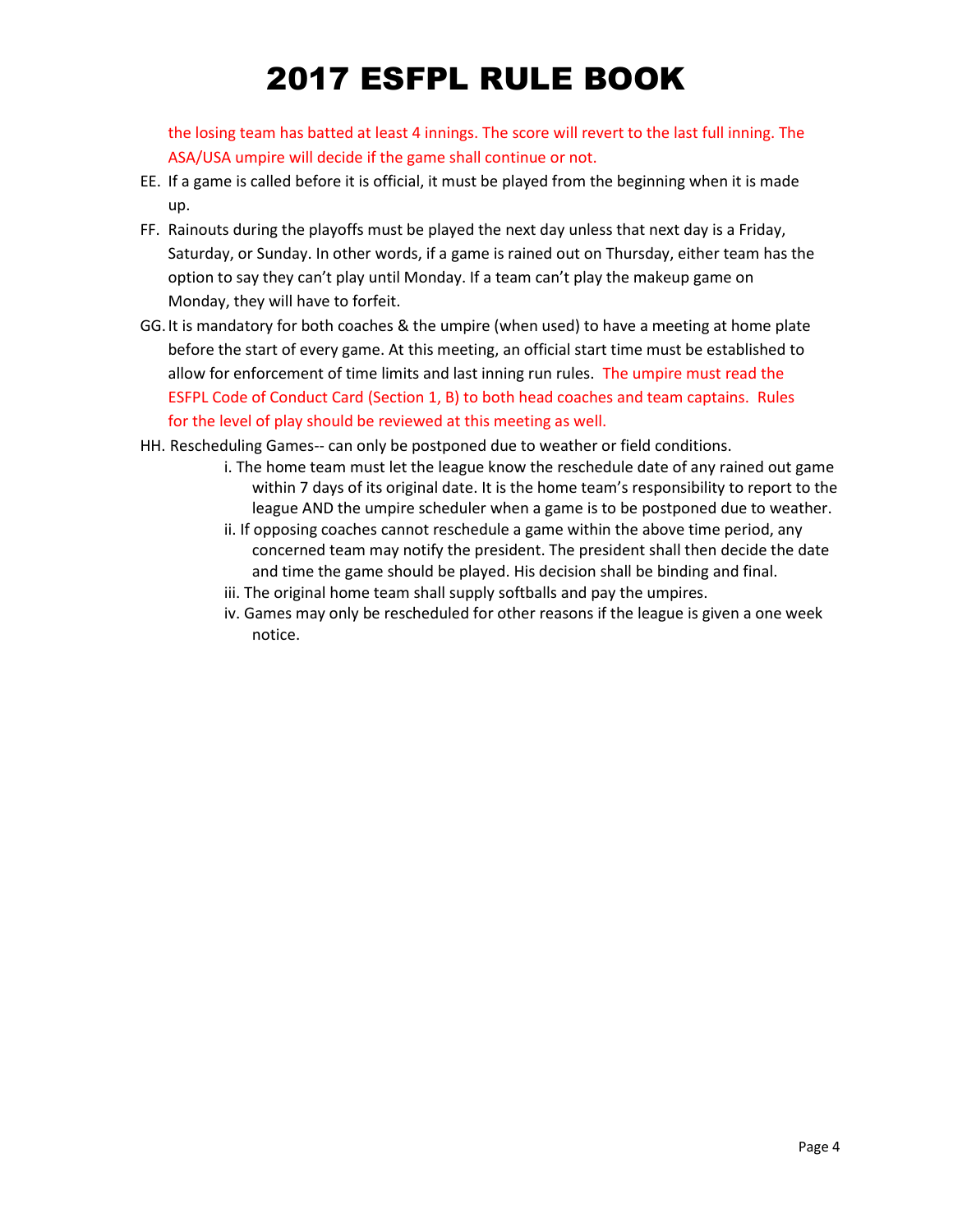the losing team has batted at least 4 innings. The score will revert to the last full inning. The ASA/USA umpire will decide if the game shall continue or not.

EE. If a game is called before it is official, it must be played from the beginning when it is made up.

FF. Rainouts during the playoffs must be played the next day unless that next day is a Friday, Saturday, or Sunday. In other words, if a game is rained out on Thursday, either team has the option to say they can't play until Monday. If a team can't play the makeup game on Monday, they will have to forfeit.

GG. It is mandatory for both coaches & the umpire (when used) to have a meeting at home plate before the start of every game. At this meeting, an official start time must be established to allow for enforcement of time limits and last inning run rules. The umpire must read the ESFPL Code of Conduct Card (Section 1, B) to both head coaches and team captains. Rules for the level of play should be reviewed at this meeting as well.

HH. Rescheduling Games-- can only be postponed due to weather or field conditions.

- i. The home team must let the league know the reschedule date of any rained out game within 7 days of its original date. It is the home team's responsibility to report to the league AND the umpire scheduler when a game is to be postponed due to weather.
- ii. If opposing coaches cannot reschedule a game within the above time period, any concerned team may notify the president. The president shall then decide the date and time the game should be played. His decision shall be binding and final.
- iii. The original home team shall supply softballs and pay the umpires.
- iv. Games may only be rescheduled for other reasons if the league is given a one week notice.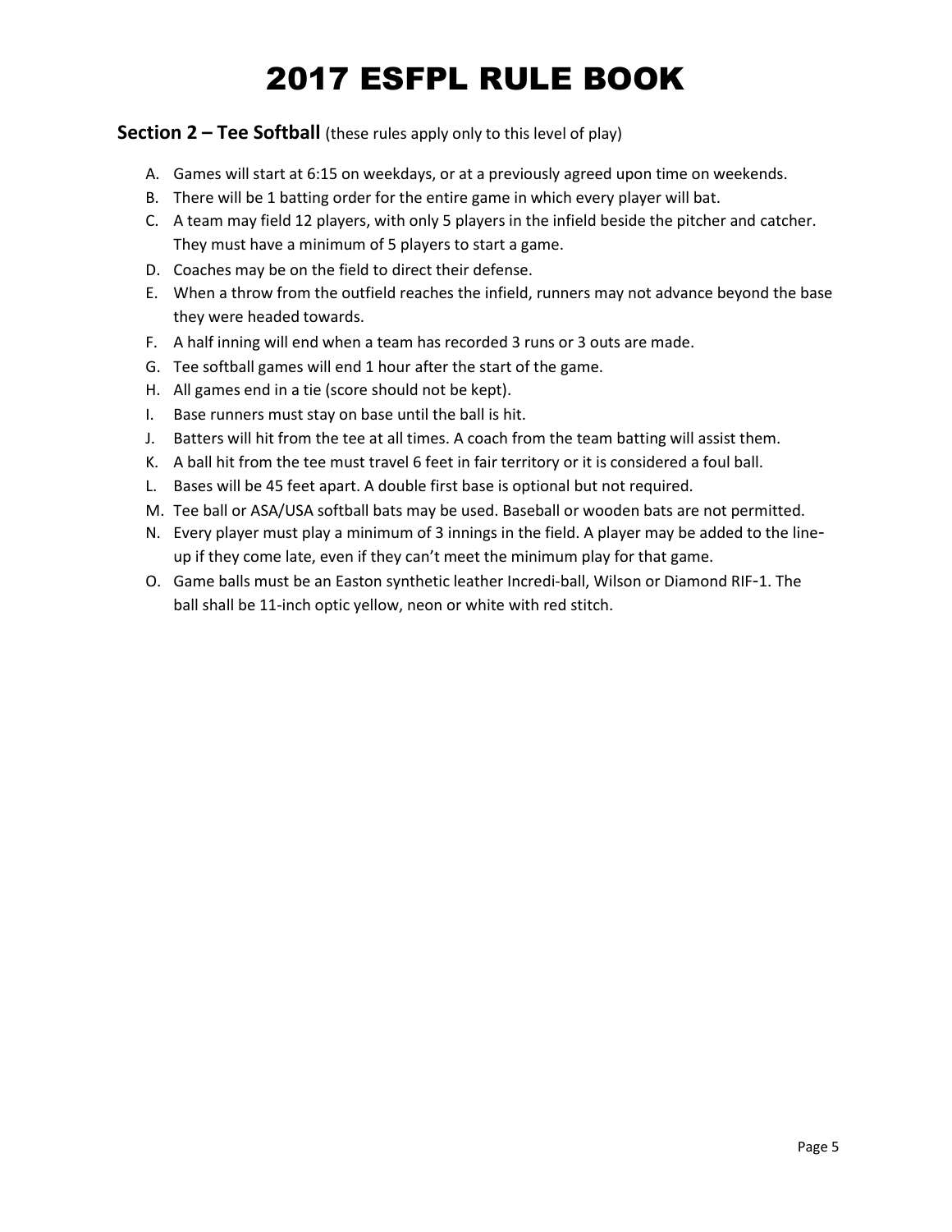# 2017 ESFPL RULE BOOK

**Section 2 – Tee Softball** (these rules apply only to this level of play)

A. Games will start at 6:15 on weekdays, or at a previously agreed upon time on weekends.
B. There will be 1 batting order for the entire game in which every player will bat.
C. A team may field 12 players, with only 5 players in the infield beside the pitcher and catcher. They must have a minimum of 5 players to start a game.
D. Coaches may be on the field to direct their defense.
E. When a throw from the outfield reaches the infield, runners may not advance beyond the base they were headed towards.
F. A half inning will end when a team has recorded 3 runs or 3 outs are made.
G. Tee softball games will end 1 hour after the start of the game.
H. All games end in a tie (score should not be kept).
I. Base runners must stay on base until the ball is hit.
J. Batters will hit from the tee at all times. A coach from the team batting will assist them.
K. A ball hit from the tee must travel 6 feet in fair territory or it is considered a foul ball.
L. Bases will be 45 feet apart. A double first base is optional but not required.
M. Tee ball or ASA/USA softball bats may be used. Baseball or wooden bats are not permitted.
N. Every player must play a minimum of 3 innings in the field. A player may be added to the line-up if they come late, even if they can't meet the minimum play for that game.
O. Game balls must be an Easton synthetic leather Incredi-ball, Wilson or Diamond RIF-1. The ball shall be 11-inch optic yellow, neon or white with red stitch.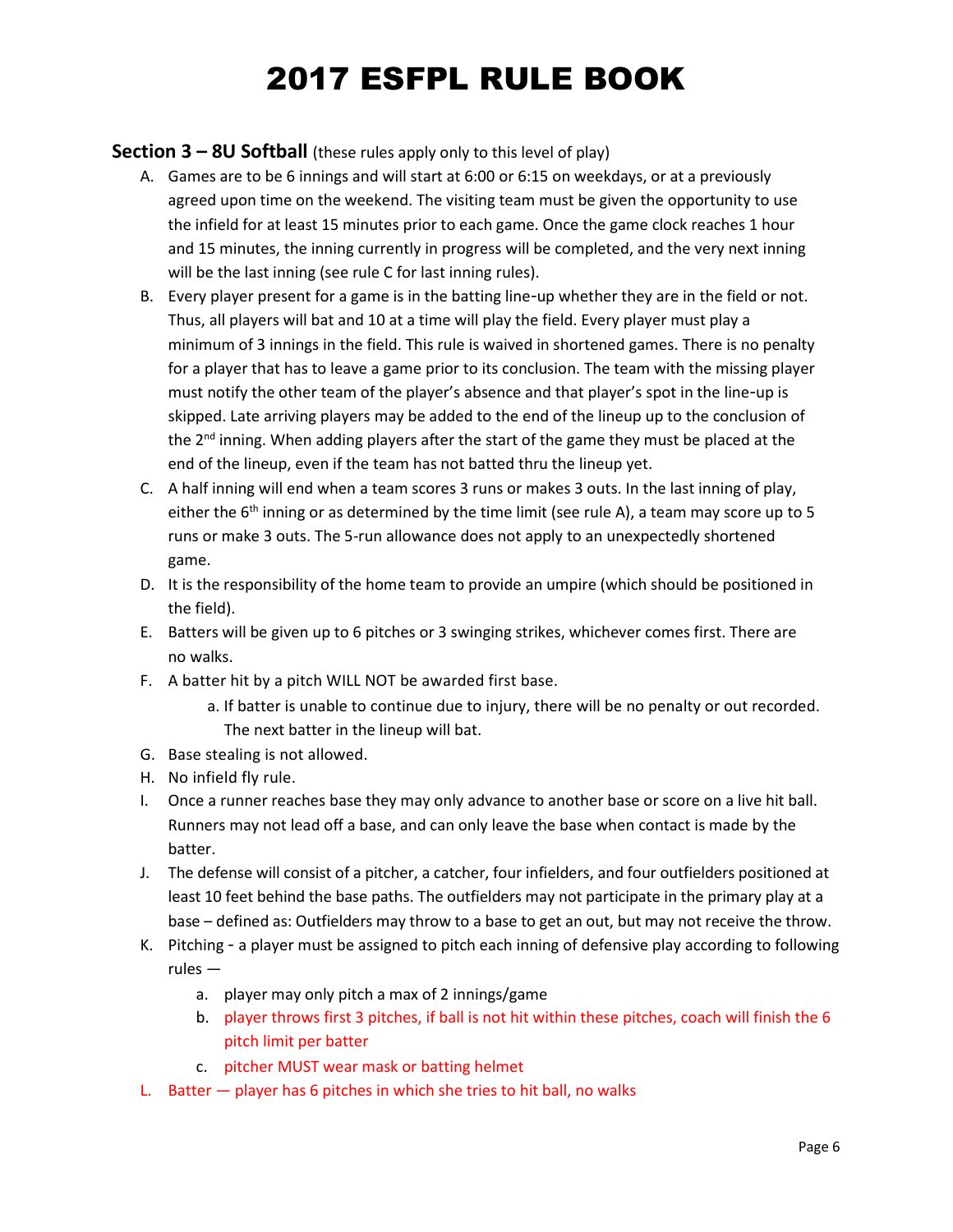# 2017 ESFPL RULE BOOK

## Section 3 – 8U Softball (these rules apply only to this level of play)

A. Games are to be 6 innings and will start at 6:00 or 6:15 on weekdays, or at a previously agreed upon time on the weekend. The visiting team must be given the opportunity to use the infield for at least 15 minutes prior to each game. Once the game clock reaches 1 hour and 15 minutes, the inning currently in progress will be completed, and the very next inning will be the last inning (see rule C for last inning rules).

B. Every player present for a game is in the batting line-up whether they are in the field or not. Thus, all players will bat and 10 at a time will play the field. Every player must play a minimum of 3 innings in the field. This rule is waived in shortened games. There is no penalty for a player that has to leave a game prior to its conclusion. The team with the missing player must notify the other team of the player's absence and that player's spot in the line-up is skipped. Late arriving players may be added to the end of the lineup up to the conclusion of the 2nd inning. When adding players after the start of the game they must be placed at the end of the lineup, even if the team has not batted thru the lineup yet.

C. A half inning will end when a team scores 3 runs or makes 3 outs. In the last inning of play, either the 6th inning or as determined by the time limit (see rule A), a team may score up to 5 runs or make 3 outs. The 5-run allowance does not apply to an unexpectedly shortened game.

D. It is the responsibility of the home team to provide an umpire (which should be positioned in the field).

E. Batters will be given up to 6 pitches or 3 swinging strikes, whichever comes first. There are no walks.

F. A batter hit by a pitch WILL NOT be awarded first base.
   a. If batter is unable to continue due to injury, there will be no penalty or out recorded. The next batter in the lineup will bat.

G. Base stealing is not allowed.

H. No infield fly rule.

I. Once a runner reaches base they may only advance to another base or score on a live hit ball. Runners may not lead off a base, and can only leave the base when contact is made by the batter.

J. The defense will consist of a pitcher, a catcher, four infielders, and four outfielders positioned at least 10 feet behind the base paths. The outfielders may not participate in the primary play at a base – defined as: Outfielders may throw to a base to get an out, but may not receive the throw.

K. Pitching - a player must be assigned to pitch each inning of defensive play according to following rules —
   a. player may only pitch a max of 2 innings/game
   b. player throws first 3 pitches, if ball is not hit within these pitches, coach will finish the 6 pitch limit per batter
   c. pitcher MUST wear mask or batting helmet

L. Batter — player has 6 pitches in which she tries to hit ball, no walks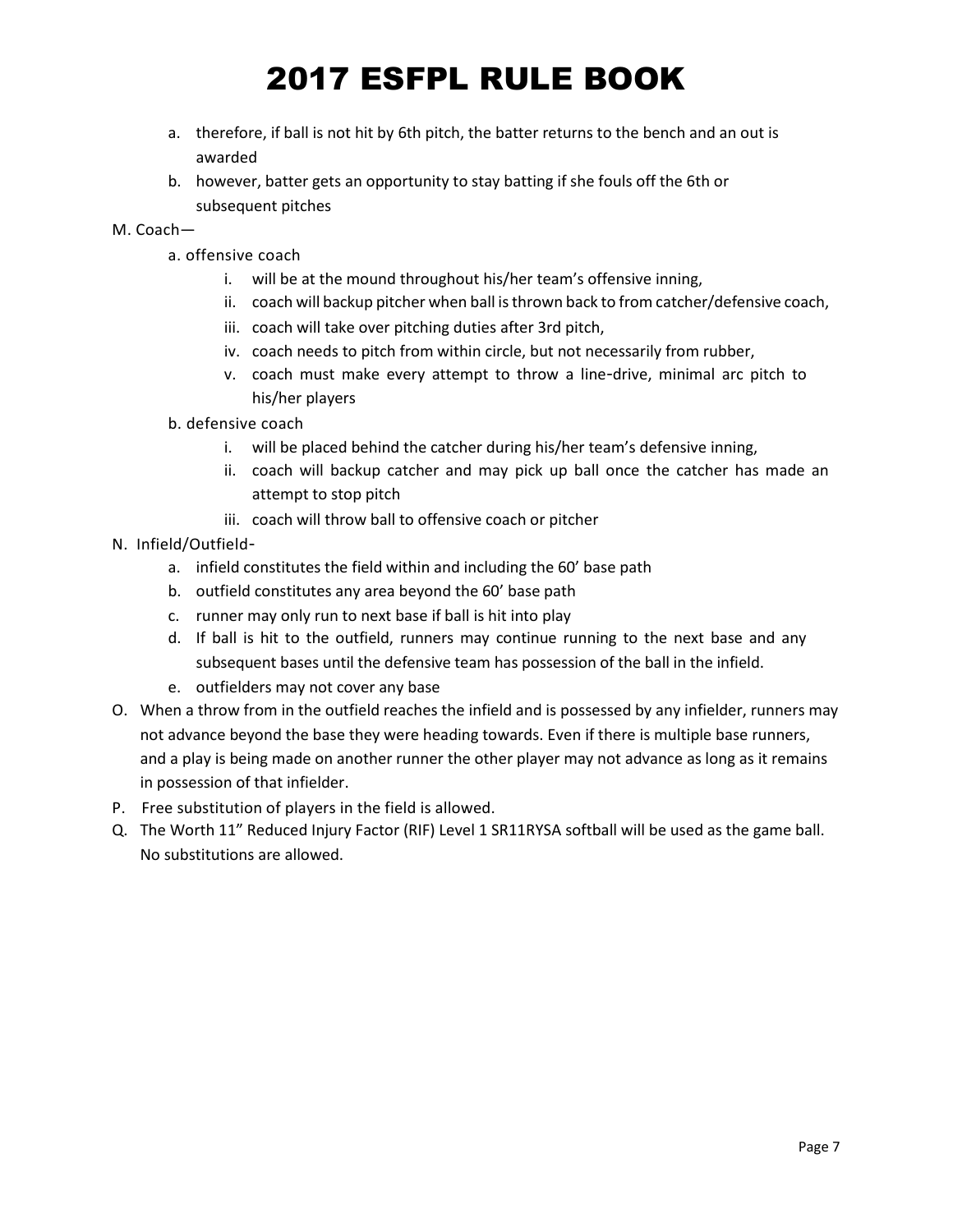a. therefore, if ball is not hit by 6th pitch, the batter returns to the bench and an out is awarded
b. however, batter gets an opportunity to stay batting if she fouls off the 6th or subsequent pitches

M. Coach—

a. offensive coach
   - i. will be at the mound throughout his/her team's offensive inning,
   - ii. coach will backup pitcher when ball is thrown back to from catcher/defensive coach,
   - iii. coach will take over pitching duties after 3rd pitch,
   - iv. coach needs to pitch from within circle, but not necessarily from rubber,
   - v. coach must make every attempt to throw a line-drive, minimal arc pitch to his/her players

b. defensive coach
   - i. will be placed behind the catcher during his/her team's defensive inning,
   - ii. coach will backup catcher and may pick up ball once the catcher has made an attempt to stop pitch
   - iii. coach will throw ball to offensive coach or pitcher

N. Infield/Outfield-

a. infield constitutes the field within and including the 60' base path
b. outfield constitutes any area beyond the 60' base path
c. runner may only run to next base if ball is hit into play
d. If ball is hit to the outfield, runners may continue running to the next base and any subsequent bases until the defensive team has possession of the ball in the infield.
e. outfielders may not cover any base

O. When a throw from in the outfield reaches the infield and is possessed by any infielder, runners may not advance beyond the base they were heading towards. Even if there is multiple base runners, and a play is being made on another runner the other player may not advance as long as it remains in possession of that infielder.

P. Free substitution of players in the field is allowed.

Q. The Worth 11" Reduced Injury Factor (RIF) Level 1 SR11RYSA softball will be used as the game ball. No substitutions are allowed.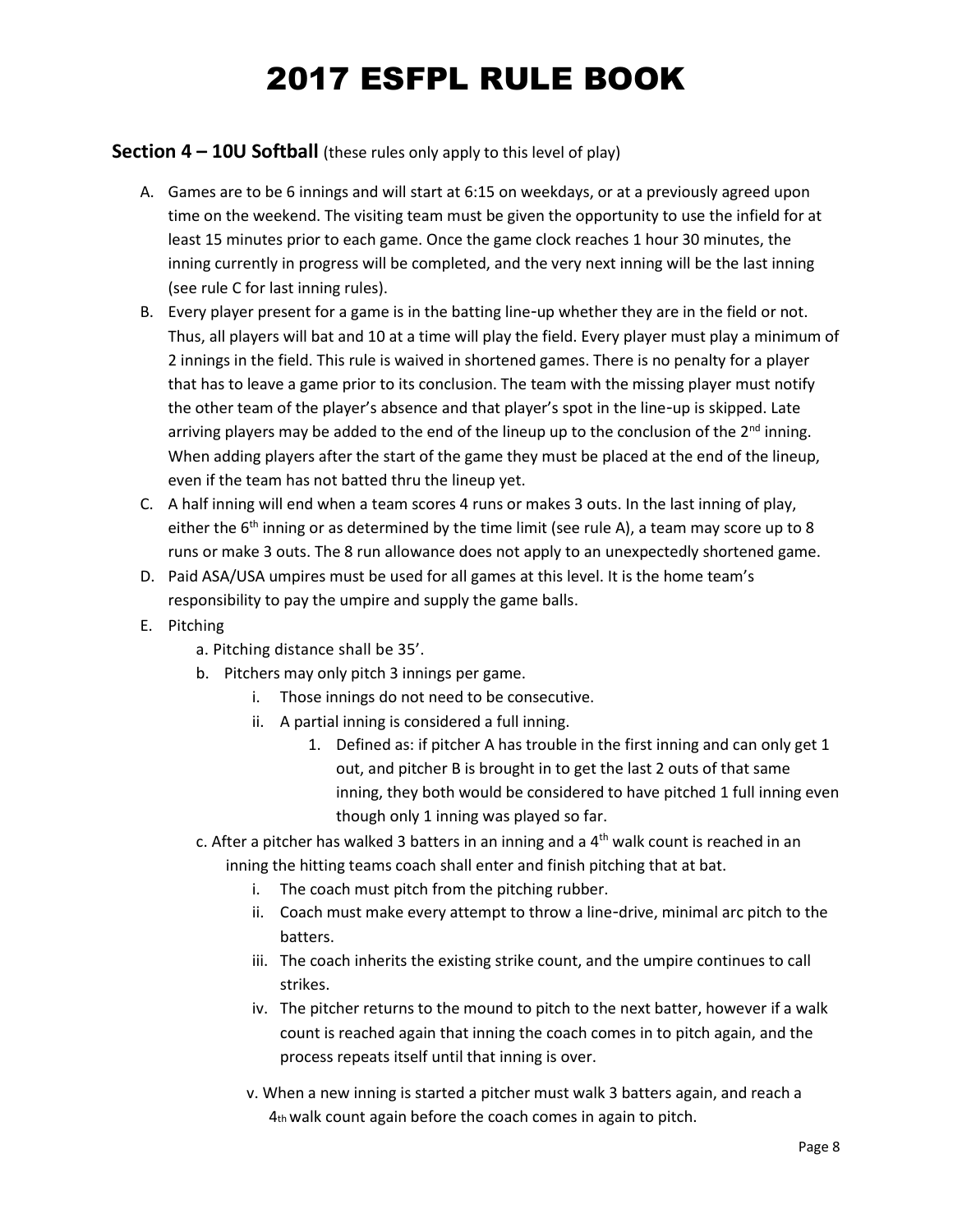# 2017 ESFPL RULE BOOK

## Section 4 – 10U Softball (these rules only apply to this level of play)

A. Games are to be 6 innings and will start at 6:15 on weekdays, or at a previously agreed upon time on the weekend. The visiting team must be given the opportunity to use the infield for at least 15 minutes prior to each game. Once the game clock reaches 1 hour 30 minutes, the inning currently in progress will be completed, and the very next inning will be the last inning (see rule C for last inning rules).

B. Every player present for a game is in the batting line-up whether they are in the field or not. Thus, all players will bat and 10 at a time will play the field. Every player must play a minimum of 2 innings in the field. This rule is waived in shortened games. There is no penalty for a player that has to leave a game prior to its conclusion. The team with the missing player must notify the other team of the player's absence and that player's spot in the line-up is skipped. Late arriving players may be added to the end of the lineup up to the conclusion of the 2nd inning. When adding players after the start of the game they must be placed at the end of the lineup, even if the team has not batted thru the lineup yet.

C. A half inning will end when a team scores 4 runs or makes 3 outs. In the last inning of play, either the 6th inning or as determined by the time limit (see rule A), a team may score up to 8 runs or make 3 outs. The 8 run allowance does not apply to an unexpectedly shortened game.

D. Paid ASA/USA umpires must be used for all games at this level. It is the home team's responsibility to pay the umpire and supply the game balls.

E. Pitching
   a. Pitching distance shall be 35'.
   b. Pitchers may only pitch 3 innings per game.
      i. Those innings do not need to be consecutive.
      ii. A partial inning is considered a full inning.
         1. Defined as: if pitcher A has trouble in the first inning and can only get 1 out, and pitcher B is brought in to get the last 2 outs of that same inning, they both would be considered to have pitched 1 full inning even though only 1 inning was played so far.
   c. After a pitcher has walked 3 batters in an inning and a 4th walk count is reached in an inning the hitting teams coach shall enter and finish pitching that at bat.
      i. The coach must pitch from the pitching rubber.
      ii. Coach must make every attempt to throw a line-drive, minimal arc pitch to the batters.
      iii. The coach inherits the existing strike count, and the umpire continues to call strikes.
      iv. The pitcher returns to the mound to pitch to the next batter, however if a walk count is reached again that inning the coach comes in to pitch again, and the process repeats itself until that inning is over.
      v. When a new inning is started a pitcher must walk 3 batters again, and reach a 4th walk count again before the coach comes in again to pitch.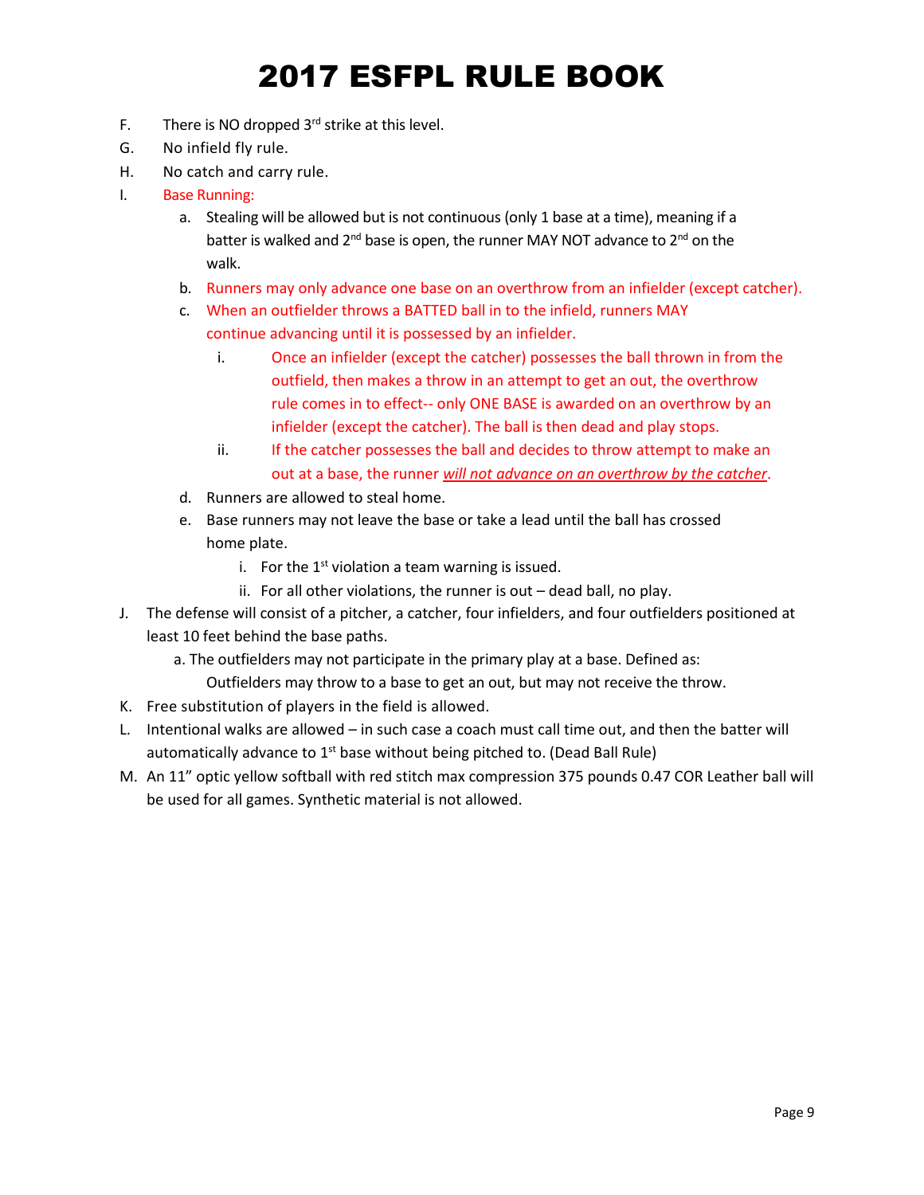# 2017 ESFPL RULE BOOK

F. There is NO dropped 3rd strike at this level.

G. No infield fly rule.

H. No catch and carry rule.

I. Base Running:

  a. Stealing will be allowed but is not continuous (only 1 base at a time), meaning if a batter is walked and 2nd base is open, the runner MAY NOT advance to 2nd on the walk.

  b. Runners may only advance one base on an overthrow from an infielder (except catcher).

  c. When an outfielder throws a BATTED ball in to the infield, runners MAY continue advancing until it is possessed by an infielder.

    i. Once an infielder (except the catcher) possesses the ball thrown in from the outfield, then makes a throw in an attempt to get an out, the overthrow rule comes in to effect-- only ONE BASE is awarded on an overthrow by an infielder (except the catcher). The ball is then dead and play stops.

    ii. If the catcher possesses the ball and decides to throw attempt to make an out at a base, the runner ***will not advance on an overthrow by the catcher***.

  d. Runners are allowed to steal home.

  e. Base runners may not leave the base or take a lead until the ball has crossed home plate.

    i. For the 1st violation a team warning is issued.

    ii. For all other violations, the runner is out – dead ball, no play.

J. The defense will consist of a pitcher, a catcher, four infielders, and four outfielders positioned at least 10 feet behind the base paths.

  a. The outfielders may not participate in the primary play at a base. Defined as: Outfielders may throw to a base to get an out, but may not receive the throw.

K. Free substitution of players in the field is allowed.

L. Intentional walks are allowed – in such case a coach must call time out, and then the batter will automatically advance to 1st base without being pitched to. (Dead Ball Rule)

M. An 11" optic yellow softball with red stitch max compression 375 pounds 0.47 COR Leather ball will be used for all games. Synthetic material is not allowed.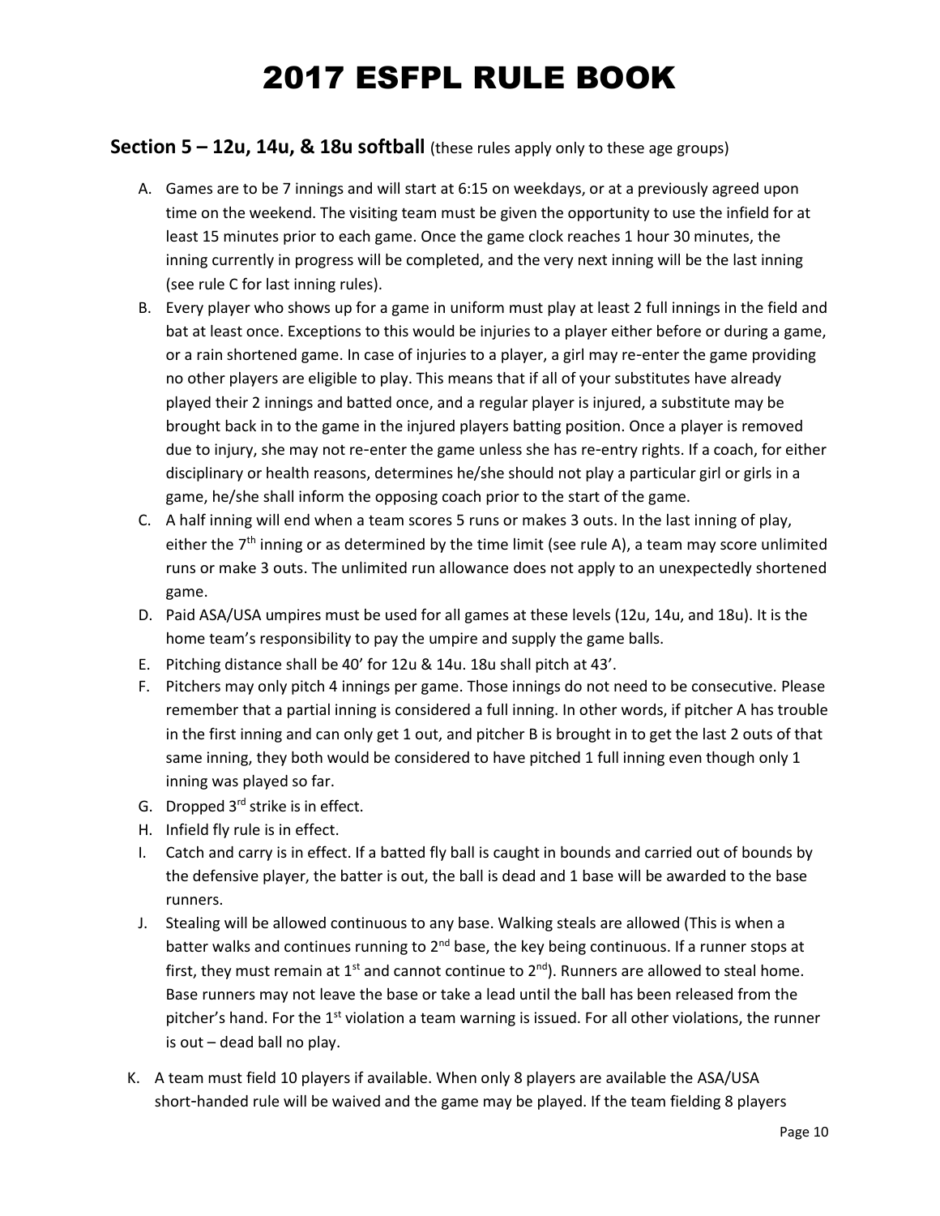# 2017 ESFPL RULE BOOK

## Section 5 – 12u, 14u, & 18u softball (these rules apply only to these age groups)

A. Games are to be 7 innings and will start at 6:15 on weekdays, or at a previously agreed upon time on the weekend. The visiting team must be given the opportunity to use the infield for at least 15 minutes prior to each game. Once the game clock reaches 1 hour 30 minutes, the inning currently in progress will be completed, and the very next inning will be the last inning (see rule C for last inning rules).

B. Every player who shows up for a game in uniform must play at least 2 full innings in the field and bat at least once. Exceptions to this would be injuries to a player either before or during a game, or a rain shortened game. In case of injuries to a player, a girl may re-enter the game providing no other players are eligible to play. This means that if all of your substitutes have already played their 2 innings and batted once, and a regular player is injured, a substitute may be brought back in to the game in the injured players batting position. Once a player is removed due to injury, she may not re-enter the game unless she has re-entry rights. If a coach, for either disciplinary or health reasons, determines he/she should not play a particular girl or girls in a game, he/she shall inform the opposing coach prior to the start of the game.

C. A half inning will end when a team scores 5 runs or makes 3 outs. In the last inning of play, either the 7th inning or as determined by the time limit (see rule A), a team may score unlimited runs or make 3 outs. The unlimited run allowance does not apply to an unexpectedly shortened game.

D. Paid ASA/USA umpires must be used for all games at these levels (12u, 14u, and 18u). It is the home team's responsibility to pay the umpire and supply the game balls.

E. Pitching distance shall be 40' for 12u & 14u. 18u shall pitch at 43'.

F. Pitchers may only pitch 4 innings per game. Those innings do not need to be consecutive. Please remember that a partial inning is considered a full inning. In other words, if pitcher A has trouble in the first inning and can only get 1 out, and pitcher B is brought in to get the last 2 outs of that same inning, they both would be considered to have pitched 1 full inning even though only 1 inning was played so far.

G. Dropped 3rd strike is in effect.

H. Infield fly rule is in effect.

I. Catch and carry is in effect. If a batted fly ball is caught in bounds and carried out of bounds by the defensive player, the batter is out, the ball is dead and 1 base will be awarded to the base runners.

J. Stealing will be allowed continuous to any base. Walking steals are allowed (This is when a batter walks and continues running to 2nd base, the key being continuous. If a runner stops at first, they must remain at 1st and cannot continue to 2nd). Runners are allowed to steal home. Base runners may not leave the base or take a lead until the ball has been released from the pitcher's hand. For the 1st violation a team warning is issued. For all other violations, the runner is out – dead ball no play.

K. A team must field 10 players if available. When only 8 players are available the ASA/USA short-handed rule will be waived and the game may be played. If the team fielding 8 players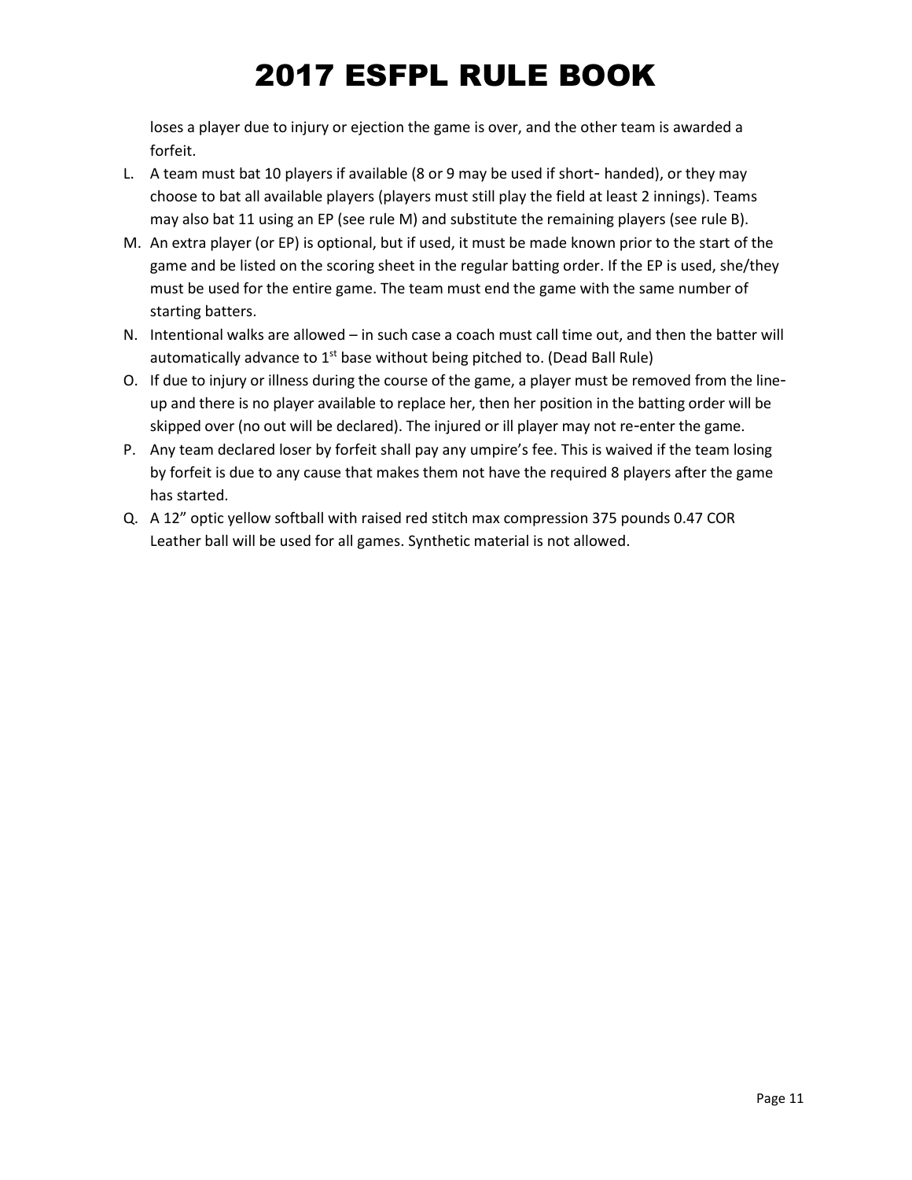loses a player due to injury or ejection the game is over, and the other team is awarded a forfeit.

L. A team must bat 10 players if available (8 or 9 may be used if short- handed), or they may choose to bat all available players (players must still play the field at least 2 innings). Teams may also bat 11 using an EP (see rule M) and substitute the remaining players (see rule B).

M. An extra player (or EP) is optional, but if used, it must be made known prior to the start of the game and be listed on the scoring sheet in the regular batting order. If the EP is used, she/they must be used for the entire game. The team must end the game with the same number of starting batters.

N. Intentional walks are allowed – in such case a coach must call time out, and then the batter will automatically advance to 1st base without being pitched to. (Dead Ball Rule)

O. If due to injury or illness during the course of the game, a player must be removed from the line-up and there is no player available to replace her, then her position in the batting order will be skipped over (no out will be declared). The injured or ill player may not re-enter the game.

P. Any team declared loser by forfeit shall pay any umpire's fee. This is waived if the team losing by forfeit is due to any cause that makes them not have the required 8 players after the game has started.

Q. A 12" optic yellow softball with raised red stitch max compression 375 pounds 0.47 COR Leather ball will be used for all games. Synthetic material is not allowed.